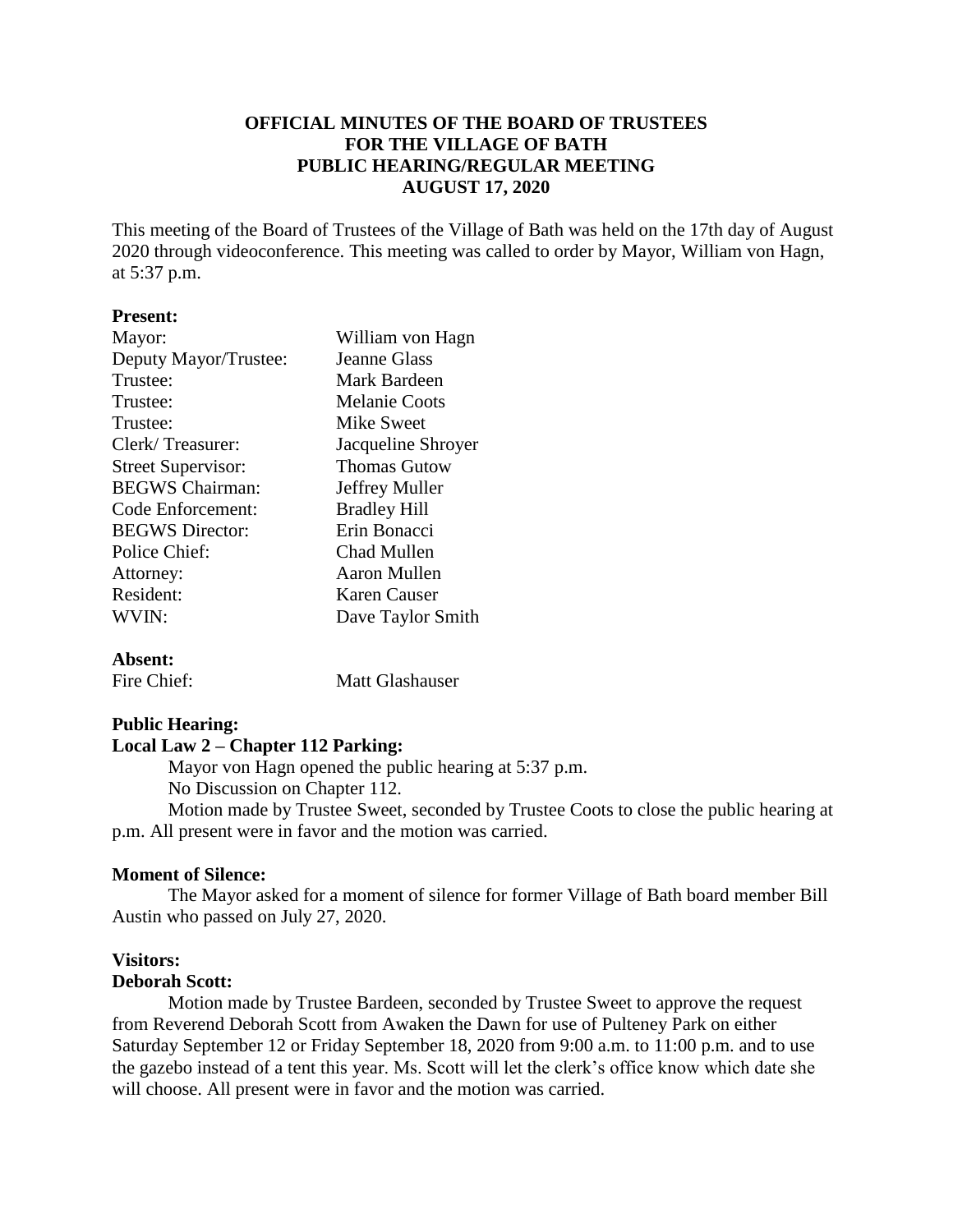# OFFICIAL MINUTES OF THE BOARD OF TRUSTEES FOR THE VILLAGE OF BATH PUBLIC HEARING/REGULAR MEETING AUGUST 17, 2020

This meeting of the Board of Trustees of the Village of Bath was held on the 17th day of August 2020 through videoconference. This meeting was called to order by Mayor, William von Hagn, at 5:37 p.m.

**Present:**

| | |
|---|---|
| Mayor: | William von Hagn |
| Deputy Mayor/Trustee: | Jeanne Glass |
| Trustee: | Mark Bardeen |
| Trustee: | Melanie Coots |
| Trustee: | Mike Sweet |
| Clerk/ Treasurer: | Jacqueline Shroyer |
| Street Supervisor: | Thomas Gutow |
| BEGWS Chairman: | Jeffrey Muller |
| Code Enforcement: | Bradley Hill |
| BEGWS Director: | Erin Bonacci |
| Police Chief: | Chad Mullen |
| Attorney: | Aaron Mullen |
| Resident: | Karen Causer |
| WVIN: | Dave Taylor Smith |

**Absent:**

| | |
|---|---|
| Fire Chief: | Matt Glashauser |

**Public Hearing:**

**Local Law 2 – Chapter 112 Parking:**

Mayor von Hagn opened the public hearing at 5:37 p.m.

No Discussion on Chapter 112.

Motion made by Trustee Sweet, seconded by Trustee Coots to close the public hearing at p.m. All present were in favor and the motion was carried.

**Moment of Silence:**

The Mayor asked for a moment of silence for former Village of Bath board member Bill Austin who passed on July 27, 2020.

**Visitors:**

**Deborah Scott:**

Motion made by Trustee Bardeen, seconded by Trustee Sweet to approve the request from Reverend Deborah Scott from Awaken the Dawn for use of Pulteney Park on either Saturday September 12 or Friday September 18, 2020 from 9:00 a.m. to 11:00 p.m. and to use the gazebo instead of a tent this year. Ms. Scott will let the clerk's office know which date she will choose. All present were in favor and the motion was carried.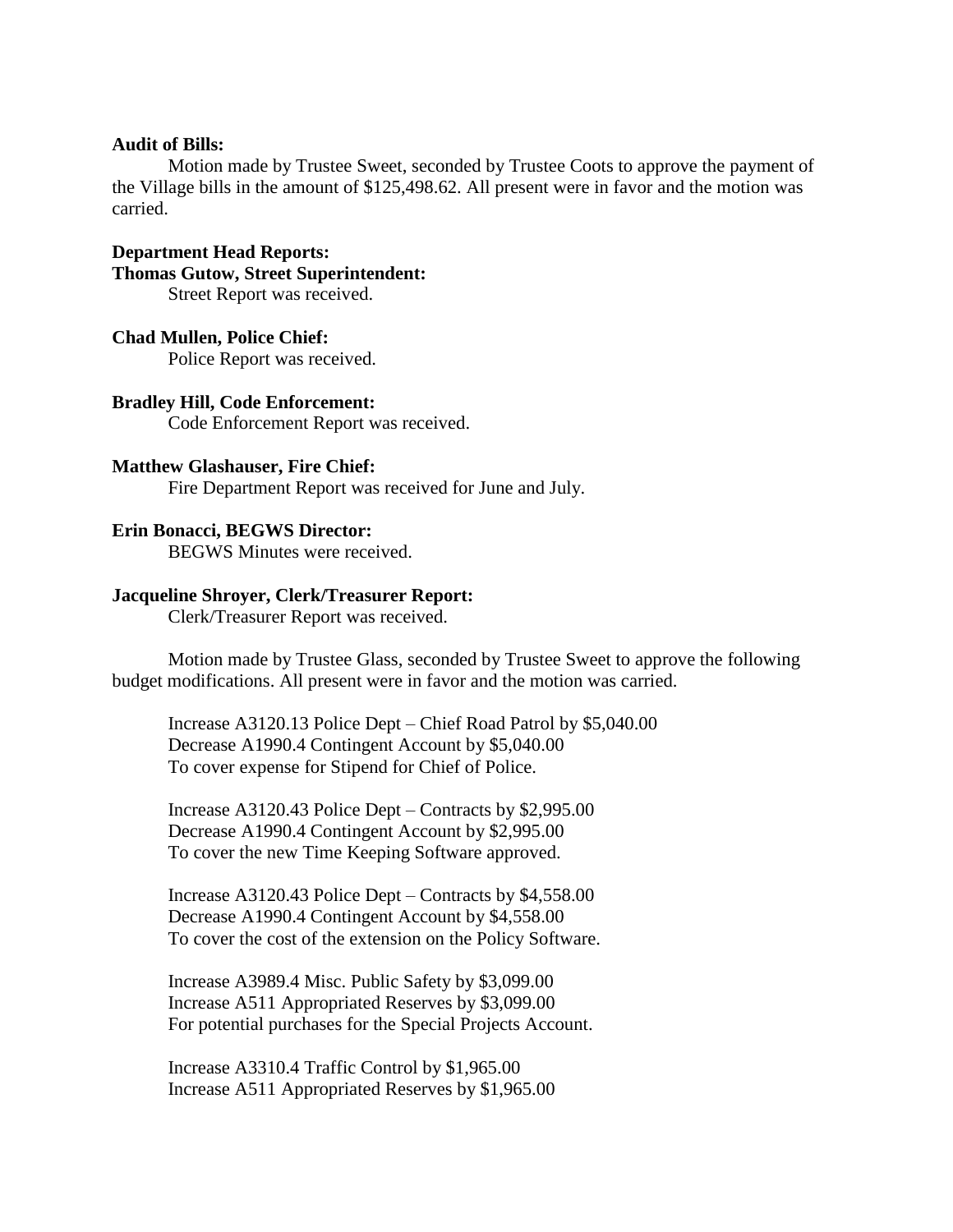**Audit of Bills:**

Motion made by Trustee Sweet, seconded by Trustee Coots to approve the payment of the Village bills in the amount of $125,498.62. All present were in favor and the motion was carried.

**Department Head Reports:**

**Thomas Gutow, Street Superintendent:**

Street Report was received.

**Chad Mullen, Police Chief:**

Police Report was received.

**Bradley Hill, Code Enforcement:**

Code Enforcement Report was received.

**Matthew Glashauser, Fire Chief:**

Fire Department Report was received for June and July.

**Erin Bonacci, BEGWS Director:**

BEGWS Minutes were received.

**Jacqueline Shroyer, Clerk/Treasurer Report:**

Clerk/Treasurer Report was received.

Motion made by Trustee Glass, seconded by Trustee Sweet to approve the following budget modifications. All present were in favor and the motion was carried.

Increase A3120.13 Police Dept – Chief Road Patrol by $5,040.00
Decrease A1990.4 Contingent Account by $5,040.00
To cover expense for Stipend for Chief of Police.

Increase A3120.43 Police Dept – Contracts by $2,995.00
Decrease A1990.4 Contingent Account by $2,995.00
To cover the new Time Keeping Software approved.

Increase A3120.43 Police Dept – Contracts by $4,558.00
Decrease A1990.4 Contingent Account by $4,558.00
To cover the cost of the extension on the Policy Software.

Increase A3989.4 Misc. Public Safety by $3,099.00
Increase A511 Appropriated Reserves by $3,099.00
For potential purchases for the Special Projects Account.

Increase A3310.4 Traffic Control by $1,965.00
Increase A511 Appropriated Reserves by $1,965.00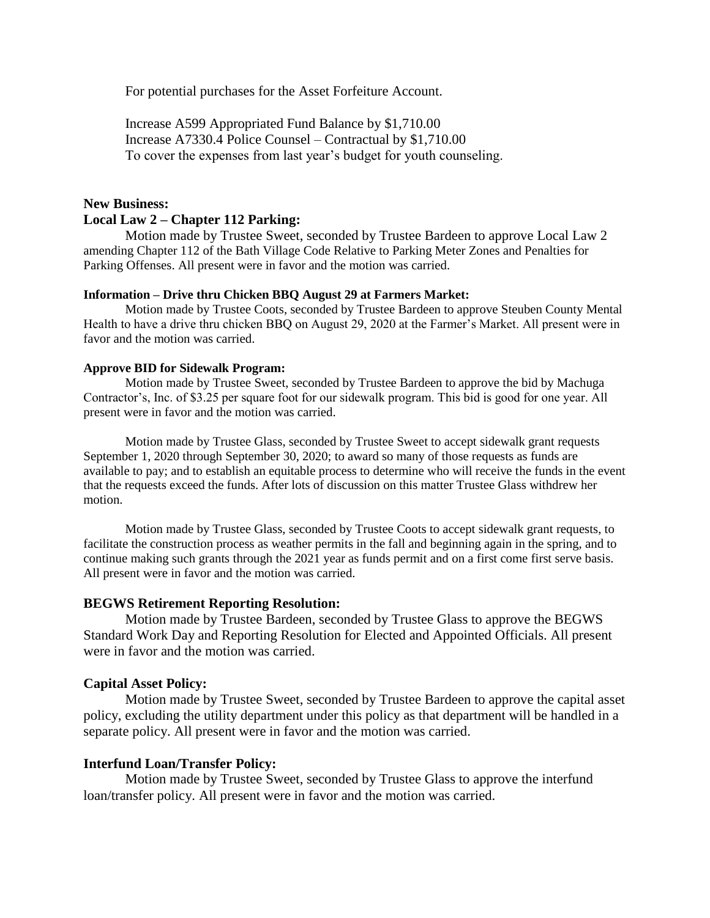For potential purchases for the Asset Forfeiture Account.

Increase A599 Appropriated Fund Balance by $1,710.00
Increase A7330.4 Police Counsel – Contractual by $1,710.00
To cover the expenses from last year's budget for youth counseling.

**New Business:**

**Local Law 2 – Chapter 112 Parking:**

Motion made by Trustee Sweet, seconded by Trustee Bardeen to approve Local Law 2 amending Chapter 112 of the Bath Village Code Relative to Parking Meter Zones and Penalties for Parking Offenses. All present were in favor and the motion was carried.

**Information – Drive thru Chicken BBQ August 29 at Farmers Market:**

Motion made by Trustee Coots, seconded by Trustee Bardeen to approve Steuben County Mental Health to have a drive thru chicken BBQ on August 29, 2020 at the Farmer's Market. All present were in favor and the motion was carried.

**Approve BID for Sidewalk Program:**

Motion made by Trustee Sweet, seconded by Trustee Bardeen to approve the bid by Machuga Contractor's, Inc. of $3.25 per square foot for our sidewalk program. This bid is good for one year. All present were in favor and the motion was carried.

Motion made by Trustee Glass, seconded by Trustee Sweet to accept sidewalk grant requests September 1, 2020 through September 30, 2020; to award so many of those requests as funds are available to pay; and to establish an equitable process to determine who will receive the funds in the event that the requests exceed the funds. After lots of discussion on this matter Trustee Glass withdrew her motion.

Motion made by Trustee Glass, seconded by Trustee Coots to accept sidewalk grant requests, to facilitate the construction process as weather permits in the fall and beginning again in the spring, and to continue making such grants through the 2021 year as funds permit and on a first come first serve basis. All present were in favor and the motion was carried.

**BEGWS Retirement Reporting Resolution:**

Motion made by Trustee Bardeen, seconded by Trustee Glass to approve the BEGWS Standard Work Day and Reporting Resolution for Elected and Appointed Officials. All present were in favor and the motion was carried.

**Capital Asset Policy:**

Motion made by Trustee Sweet, seconded by Trustee Bardeen to approve the capital asset policy, excluding the utility department under this policy as that department will be handled in a separate policy. All present were in favor and the motion was carried.

**Interfund Loan/Transfer Policy:**

Motion made by Trustee Sweet, seconded by Trustee Glass to approve the interfund loan/transfer policy. All present were in favor and the motion was carried.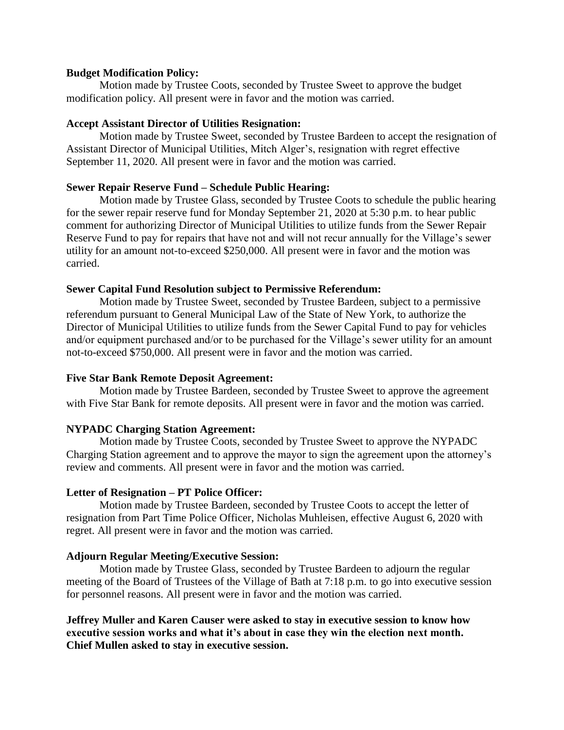**Budget Modification Policy:**

Motion made by Trustee Coots, seconded by Trustee Sweet to approve the budget modification policy. All present were in favor and the motion was carried.

**Accept Assistant Director of Utilities Resignation:**

Motion made by Trustee Sweet, seconded by Trustee Bardeen to accept the resignation of Assistant Director of Municipal Utilities, Mitch Alger's, resignation with regret effective September 11, 2020. All present were in favor and the motion was carried.

**Sewer Repair Reserve Fund – Schedule Public Hearing:**

Motion made by Trustee Glass, seconded by Trustee Coots to schedule the public hearing for the sewer repair reserve fund for Monday September 21, 2020 at 5:30 p.m. to hear public comment for authorizing Director of Municipal Utilities to utilize funds from the Sewer Repair Reserve Fund to pay for repairs that have not and will not recur annually for the Village's sewer utility for an amount not-to-exceed $250,000. All present were in favor and the motion was carried.

**Sewer Capital Fund Resolution subject to Permissive Referendum:**

Motion made by Trustee Sweet, seconded by Trustee Bardeen, subject to a permissive referendum pursuant to General Municipal Law of the State of New York, to authorize the Director of Municipal Utilities to utilize funds from the Sewer Capital Fund to pay for vehicles and/or equipment purchased and/or to be purchased for the Village's sewer utility for an amount not-to-exceed $750,000. All present were in favor and the motion was carried.

**Five Star Bank Remote Deposit Agreement:**

Motion made by Trustee Bardeen, seconded by Trustee Sweet to approve the agreement with Five Star Bank for remote deposits. All present were in favor and the motion was carried.

**NYPADC Charging Station Agreement:**

Motion made by Trustee Coots, seconded by Trustee Sweet to approve the NYPADC Charging Station agreement and to approve the mayor to sign the agreement upon the attorney's review and comments. All present were in favor and the motion was carried.

**Letter of Resignation – PT Police Officer:**

Motion made by Trustee Bardeen, seconded by Trustee Coots to accept the letter of resignation from Part Time Police Officer, Nicholas Muhleisen, effective August 6, 2020 with regret. All present were in favor and the motion was carried.

**Adjourn Regular Meeting/Executive Session:**

Motion made by Trustee Glass, seconded by Trustee Bardeen to adjourn the regular meeting of the Board of Trustees of the Village of Bath at 7:18 p.m. to go into executive session for personnel reasons. All present were in favor and the motion was carried.

**Jeffrey Muller and Karen Causer were asked to stay in executive session to know how executive session works and what it's about in case they win the election next month. Chief Mullen asked to stay in executive session.**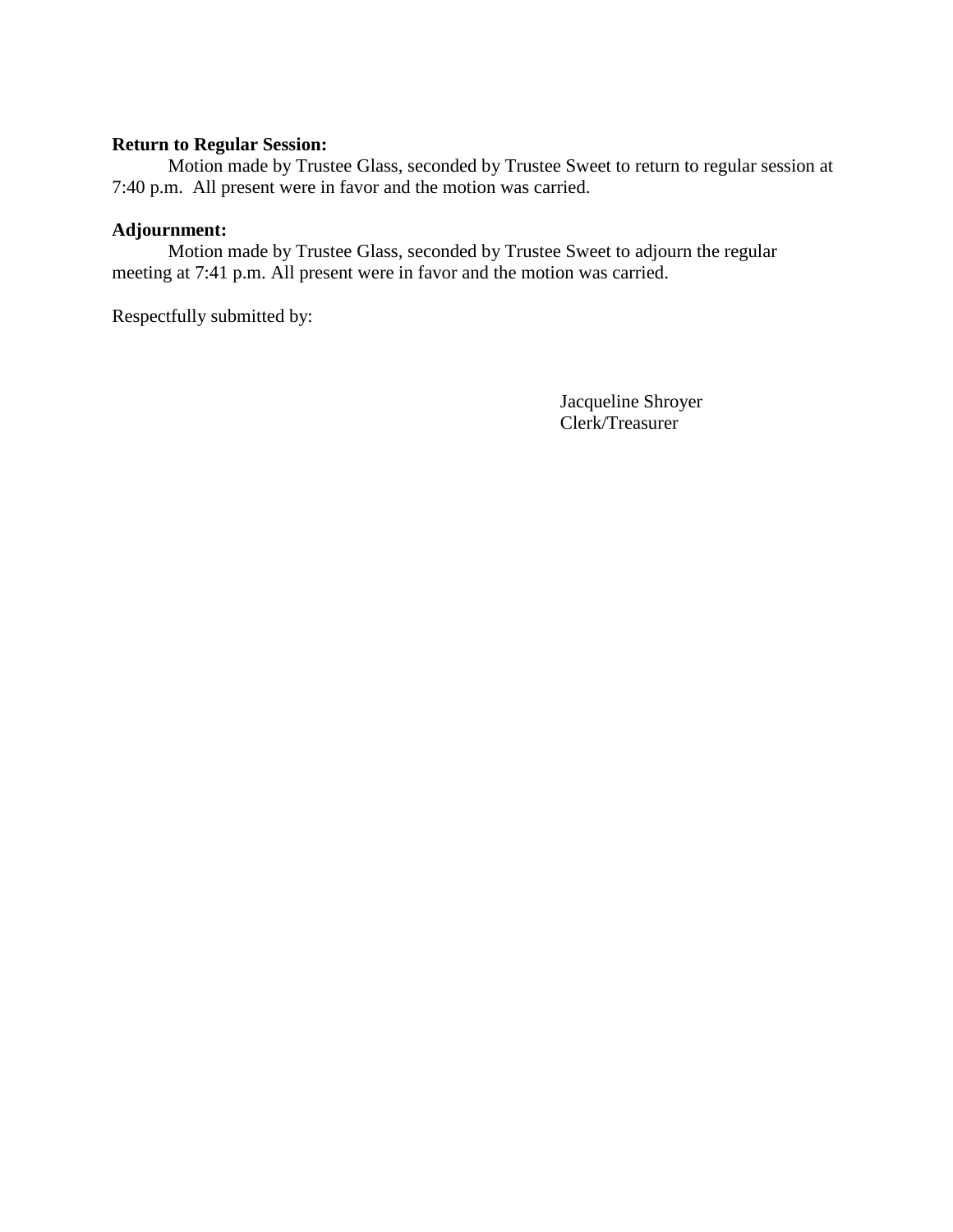**Return to Regular Session:**

Motion made by Trustee Glass, seconded by Trustee Sweet to return to regular session at 7:40 p.m. All present were in favor and the motion was carried.

**Adjournment:**

Motion made by Trustee Glass, seconded by Trustee Sweet to adjourn the regular meeting at 7:41 p.m. All present were in favor and the motion was carried.

Respectfully submitted by:

Jacqueline Shroyer
Clerk/Treasurer